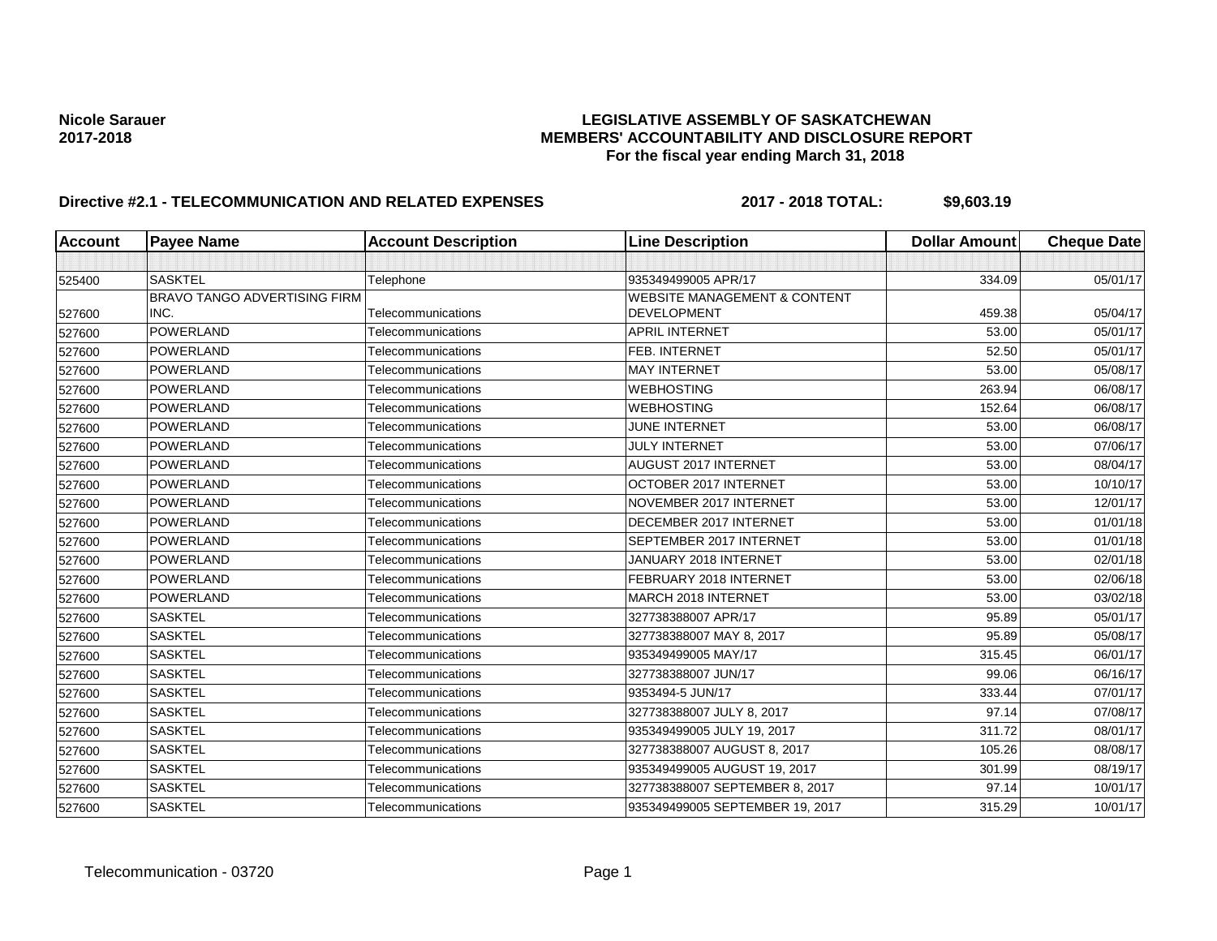**Nicole Sarauer**
**2017-2018**

# LEGISLATIVE ASSEMBLY OF SASKATCHEWAN
## MEMBERS' ACCOUNTABILITY AND DISCLOSURE REPORT
### For the fiscal year ending March 31, 2018

**Directive #2.1 - TELECOMMUNICATION AND RELATED EXPENSES** **2017 - 2018 TOTAL: $9,603.19**

| Account | Payee Name | Account Description | Line Description | Dollar Amount | Cheque Date |
|---|---|---|---|---|---|
| | | | | | |
| 525400 | SASKTEL | Telephone | 935349499005 APR/17 | 334.09 | 05/01/17 |
| 527600 | BRAVO TANGO ADVERTISING FIRM INC. | Telecommunications | WEBSITE MANAGEMENT & CONTENT DEVELOPMENT | 459.38 | 05/04/17 |
| 527600 | POWERLAND | Telecommunications | APRIL INTERNET | 53.00 | 05/01/17 |
| 527600 | POWERLAND | Telecommunications | FEB. INTERNET | 52.50 | 05/01/17 |
| 527600 | POWERLAND | Telecommunications | MAY INTERNET | 53.00 | 05/08/17 |
| 527600 | POWERLAND | Telecommunications | WEBHOSTING | 263.94 | 06/08/17 |
| 527600 | POWERLAND | Telecommunications | WEBHOSTING | 152.64 | 06/08/17 |
| 527600 | POWERLAND | Telecommunications | JUNE INTERNET | 53.00 | 06/08/17 |
| 527600 | POWERLAND | Telecommunications | JULY INTERNET | 53.00 | 07/06/17 |
| 527600 | POWERLAND | Telecommunications | AUGUST 2017 INTERNET | 53.00 | 08/04/17 |
| 527600 | POWERLAND | Telecommunications | OCTOBER 2017 INTERNET | 53.00 | 10/10/17 |
| 527600 | POWERLAND | Telecommunications | NOVEMBER 2017 INTERNET | 53.00 | 12/01/17 |
| 527600 | POWERLAND | Telecommunications | DECEMBER 2017 INTERNET | 53.00 | 01/01/18 |
| 527600 | POWERLAND | Telecommunications | SEPTEMBER 2017 INTERNET | 53.00 | 01/01/18 |
| 527600 | POWERLAND | Telecommunications | JANUARY 2018 INTERNET | 53.00 | 02/01/18 |
| 527600 | POWERLAND | Telecommunications | FEBRUARY 2018 INTERNET | 53.00 | 02/06/18 |
| 527600 | POWERLAND | Telecommunications | MARCH 2018 INTERNET | 53.00 | 03/02/18 |
| 527600 | SASKTEL | Telecommunications | 327738388007 APR/17 | 95.89 | 05/01/17 |
| 527600 | SASKTEL | Telecommunications | 327738388007 MAY 8, 2017 | 95.89 | 05/08/17 |
| 527600 | SASKTEL | Telecommunications | 935349499005 MAY/17 | 315.45 | 06/01/17 |
| 527600 | SASKTEL | Telecommunications | 327738388007 JUN/17 | 99.06 | 06/16/17 |
| 527600 | SASKTEL | Telecommunications | 9353494-5 JUN/17 | 333.44 | 07/01/17 |
| 527600 | SASKTEL | Telecommunications | 327738388007 JULY 8, 2017 | 97.14 | 07/08/17 |
| 527600 | SASKTEL | Telecommunications | 935349499005 JULY 19, 2017 | 311.72 | 08/01/17 |
| 527600 | SASKTEL | Telecommunications | 327738388007 AUGUST 8, 2017 | 105.26 | 08/08/17 |
| 527600 | SASKTEL | Telecommunications | 935349499005 AUGUST 19, 2017 | 301.99 | 08/19/17 |
| 527600 | SASKTEL | Telecommunications | 327738388007 SEPTEMBER 8, 2017 | 97.14 | 10/01/17 |
| 527600 | SASKTEL | Telecommunications | 935349499005 SEPTEMBER 19, 2017 | 315.29 | 10/01/17 |

Telecommunication - 03720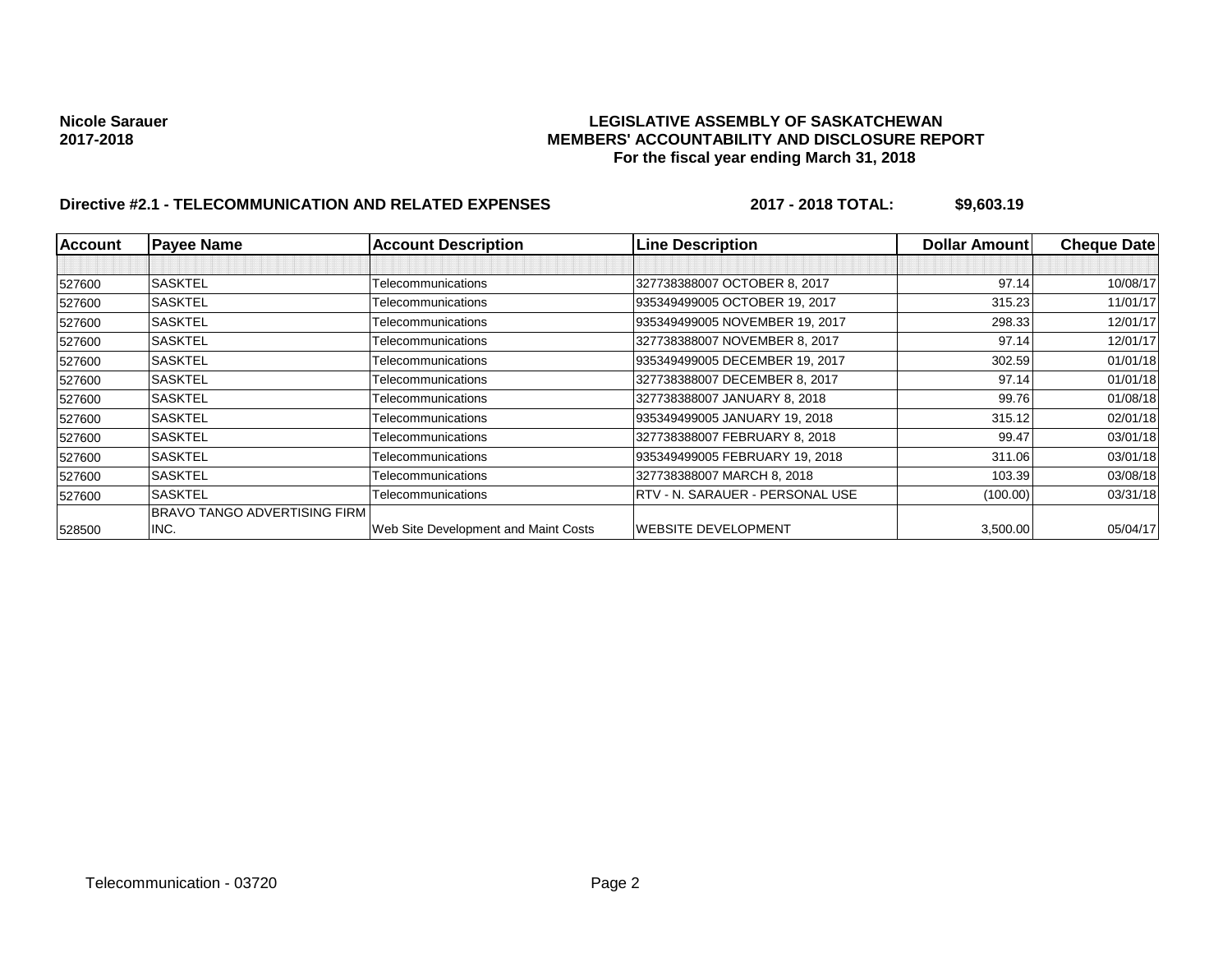**Nicole Sarauer**
**2017-2018**

**LEGISLATIVE ASSEMBLY OF SASKATCHEWAN**
**MEMBERS' ACCOUNTABILITY AND DISCLOSURE REPORT**
**For the fiscal year ending March 31, 2018**

**Directive #2.1 - TELECOMMUNICATION AND RELATED EXPENSES** **2017 - 2018 TOTAL: $9,603.19**

| Account | Payee Name | Account Description | Line Description | Dollar Amount | Cheque Date |
|---|---|---|---|---|---|
| | | | | | |
| 527600 | SASKTEL | Telecommunications | 327738388007 OCTOBER 8, 2017 | 97.14 | 10/08/17 |
| 527600 | SASKTEL | Telecommunications | 935349499005 OCTOBER 19, 2017 | 315.23 | 11/01/17 |
| 527600 | SASKTEL | Telecommunications | 935349499005 NOVEMBER 19, 2017 | 298.33 | 12/01/17 |
| 527600 | SASKTEL | Telecommunications | 327738388007 NOVEMBER 8, 2017 | 97.14 | 12/01/17 |
| 527600 | SASKTEL | Telecommunications | 935349499005 DECEMBER 19, 2017 | 302.59 | 01/01/18 |
| 527600 | SASKTEL | Telecommunications | 327738388007 DECEMBER 8, 2017 | 97.14 | 01/01/18 |
| 527600 | SASKTEL | Telecommunications | 327738388007 JANUARY 8, 2018 | 99.76 | 01/08/18 |
| 527600 | SASKTEL | Telecommunications | 935349499005 JANUARY 19, 2018 | 315.12 | 02/01/18 |
| 527600 | SASKTEL | Telecommunications | 327738388007 FEBRUARY 8, 2018 | 99.47 | 03/01/18 |
| 527600 | SASKTEL | Telecommunications | 935349499005 FEBRUARY 19, 2018 | 311.06 | 03/01/18 |
| 527600 | SASKTEL | Telecommunications | 327738388007 MARCH 8, 2018 | 103.39 | 03/08/18 |
| 527600 | SASKTEL | Telecommunications | RTV - N. SARAUER - PERSONAL USE | (100.00) | 03/31/18 |
| 528500 | BRAVO TANGO ADVERTISING FIRM INC. | Web Site Development and Maint Costs | WEBSITE DEVELOPMENT | 3,500.00 | 05/04/17 |

Telecommunication - 03720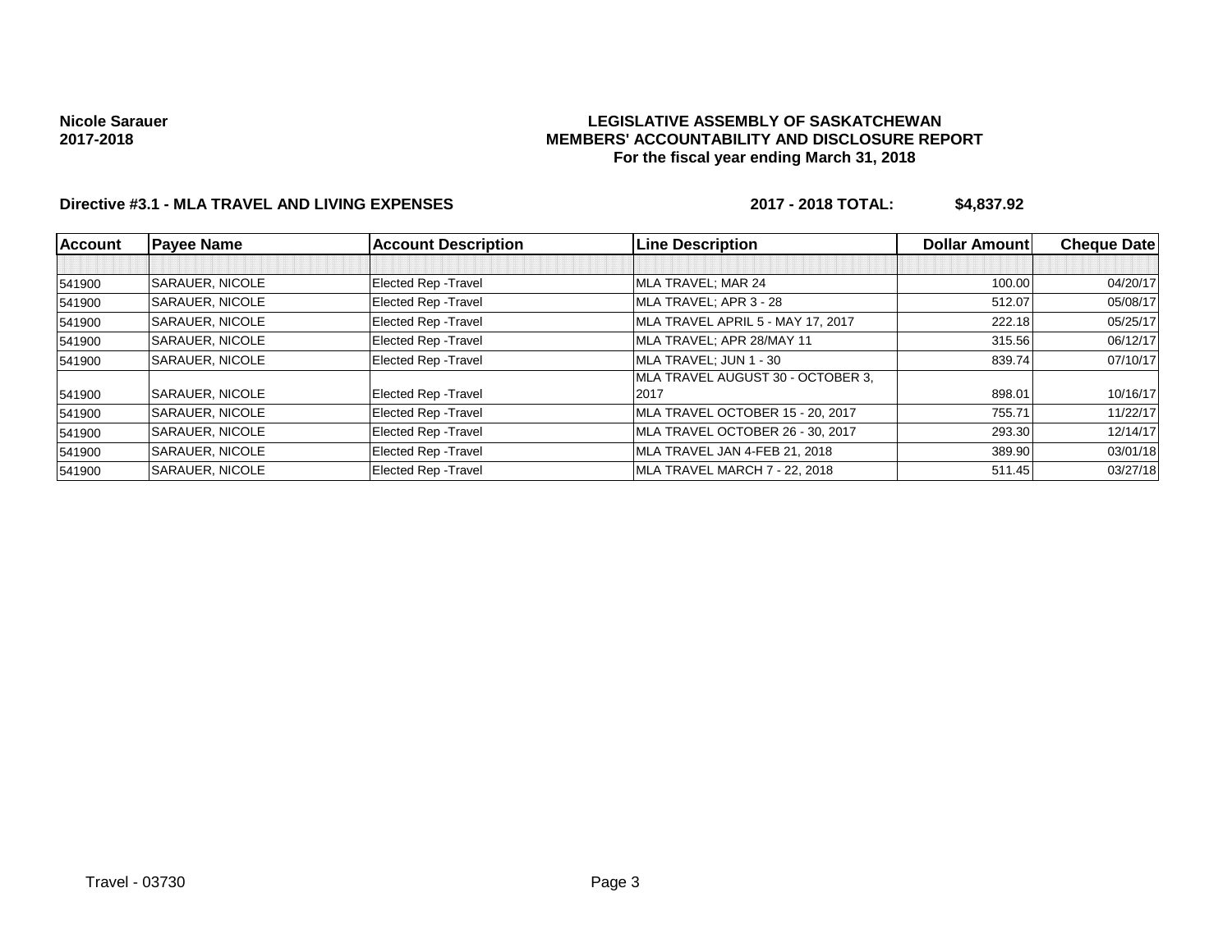**Nicole Sarauer**
**2017-2018**

**LEGISLATIVE ASSEMBLY OF SASKATCHEWAN**
**MEMBERS' ACCOUNTABILITY AND DISCLOSURE REPORT**
**For the fiscal year ending March 31, 2018**

**Directive #3.1 - MLA TRAVEL AND LIVING EXPENSES** **2017 - 2018 TOTAL: $4,837.92**

| Account | Payee Name | Account Description | Line Description | Dollar Amount | Cheque Date |
|---|---|---|---|---|---|
| | | | | | |
| 541900 | SARAUER, NICOLE | Elected Rep -Travel | MLA TRAVEL; MAR 24 | 100.00 | 04/20/17 |
| 541900 | SARAUER, NICOLE | Elected Rep -Travel | MLA TRAVEL; APR 3 - 28 | 512.07 | 05/08/17 |
| 541900 | SARAUER, NICOLE | Elected Rep -Travel | MLA TRAVEL APRIL 5 - MAY 17, 2017 | 222.18 | 05/25/17 |
| 541900 | SARAUER, NICOLE | Elected Rep -Travel | MLA TRAVEL; APR 28/MAY 11 | 315.56 | 06/12/17 |
| 541900 | SARAUER, NICOLE | Elected Rep -Travel | MLA TRAVEL; JUN 1 - 30 | 839.74 | 07/10/17 |
| 541900 | SARAUER, NICOLE | Elected Rep -Travel | MLA TRAVEL AUGUST 30 - OCTOBER 3, 2017 | 898.01 | 10/16/17 |
| 541900 | SARAUER, NICOLE | Elected Rep -Travel | MLA TRAVEL OCTOBER 15 - 20, 2017 | 755.71 | 11/22/17 |
| 541900 | SARAUER, NICOLE | Elected Rep -Travel | MLA TRAVEL OCTOBER 26 - 30, 2017 | 293.30 | 12/14/17 |
| 541900 | SARAUER, NICOLE | Elected Rep -Travel | MLA TRAVEL JAN 4-FEB 21, 2018 | 389.90 | 03/01/18 |
| 541900 | SARAUER, NICOLE | Elected Rep -Travel | MLA TRAVEL MARCH 7 - 22, 2018 | 511.45 | 03/27/18 |

Travel - 03730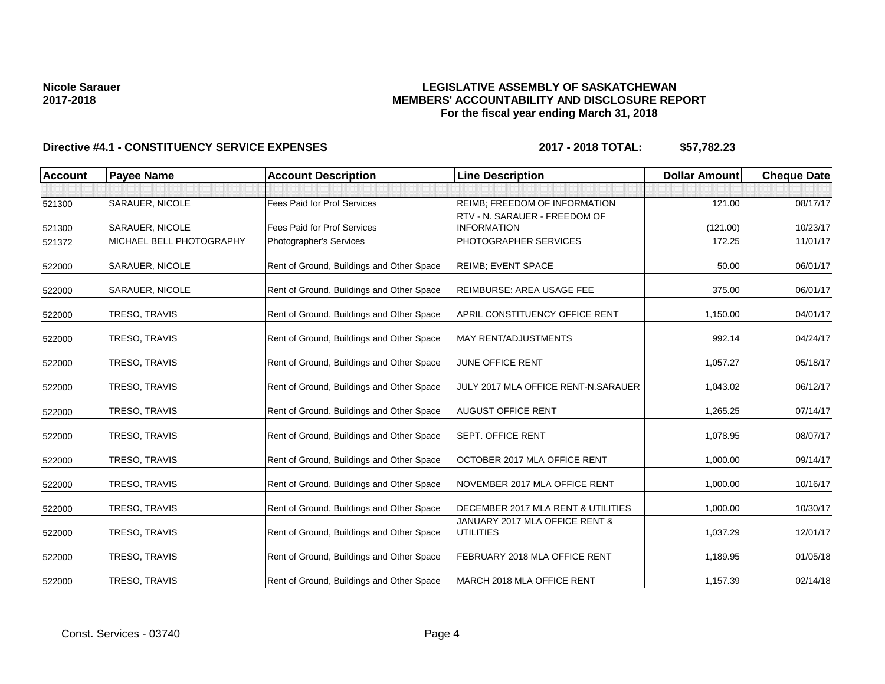**Nicole Sarauer**
**2017-2018**

**LEGISLATIVE ASSEMBLY OF SASKATCHEWAN**
**MEMBERS' ACCOUNTABILITY AND DISCLOSURE REPORT**
**For the fiscal year ending March 31, 2018**

**Directive #4.1 - CONSTITUENCY SERVICE EXPENSES** **2017 - 2018 TOTAL: $57,782.23**

| Account | Payee Name | Account Description | Line Description | Dollar Amount | Cheque Date |
|---|---|---|---|---|---|
| | | | | | |
| 521300 | SARAUER, NICOLE | Fees Paid for Prof Services | REIMB; FREEDOM OF INFORMATION | 121.00 | 08/17/17 |
| 521300 | SARAUER, NICOLE | Fees Paid for Prof Services | RTV - N. SARAUER - FREEDOM OF INFORMATION | (121.00) | 10/23/17 |
| 521372 | MICHAEL BELL PHOTOGRAPHY | Photographer's Services | PHOTOGRAPHER SERVICES | 172.25 | 11/01/17 |
| 522000 | SARAUER, NICOLE | Rent of Ground, Buildings and Other Space | REIMB; EVENT SPACE | 50.00 | 06/01/17 |
| 522000 | SARAUER, NICOLE | Rent of Ground, Buildings and Other Space | REIMBURSE: AREA USAGE FEE | 375.00 | 06/01/17 |
| 522000 | TRESO, TRAVIS | Rent of Ground, Buildings and Other Space | APRIL CONSTITUENCY OFFICE RENT | 1,150.00 | 04/01/17 |
| 522000 | TRESO, TRAVIS | Rent of Ground, Buildings and Other Space | MAY RENT/ADJUSTMENTS | 992.14 | 04/24/17 |
| 522000 | TRESO, TRAVIS | Rent of Ground, Buildings and Other Space | JUNE OFFICE RENT | 1,057.27 | 05/18/17 |
| 522000 | TRESO, TRAVIS | Rent of Ground, Buildings and Other Space | JULY 2017 MLA OFFICE RENT-N.SARAUER | 1,043.02 | 06/12/17 |
| 522000 | TRESO, TRAVIS | Rent of Ground, Buildings and Other Space | AUGUST OFFICE RENT | 1,265.25 | 07/14/17 |
| 522000 | TRESO, TRAVIS | Rent of Ground, Buildings and Other Space | SEPT. OFFICE RENT | 1,078.95 | 08/07/17 |
| 522000 | TRESO, TRAVIS | Rent of Ground, Buildings and Other Space | OCTOBER 2017 MLA OFFICE RENT | 1,000.00 | 09/14/17 |
| 522000 | TRESO, TRAVIS | Rent of Ground, Buildings and Other Space | NOVEMBER 2017 MLA OFFICE RENT | 1,000.00 | 10/16/17 |
| 522000 | TRESO, TRAVIS | Rent of Ground, Buildings and Other Space | DECEMBER 2017 MLA RENT & UTILITIES | 1,000.00 | 10/30/17 |
| 522000 | TRESO, TRAVIS | Rent of Ground, Buildings and Other Space | JANUARY 2017 MLA OFFICE RENT & UTILITIES | 1,037.29 | 12/01/17 |
| 522000 | TRESO, TRAVIS | Rent of Ground, Buildings and Other Space | FEBRUARY 2018 MLA OFFICE RENT | 1,189.95 | 01/05/18 |
| 522000 | TRESO, TRAVIS | Rent of Ground, Buildings and Other Space | MARCH 2018 MLA OFFICE RENT | 1,157.39 | 02/14/18 |

Const. Services - 03740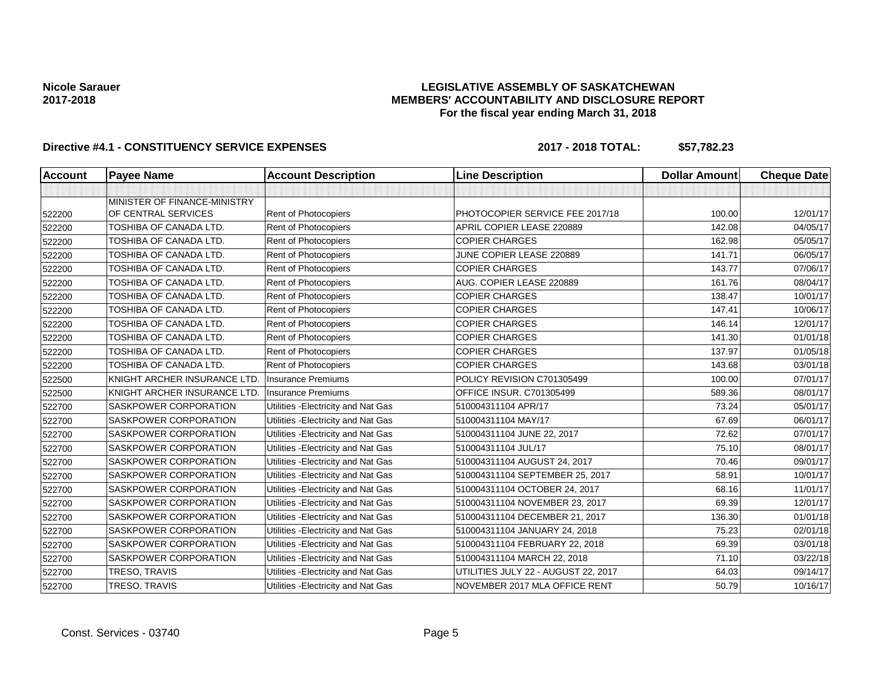**Nicole Sarauer**
**2017-2018**

# LEGISLATIVE ASSEMBLY OF SASKATCHEWAN
## MEMBERS' ACCOUNTABILITY AND DISCLOSURE REPORT
### For the fiscal year ending March 31, 2018

**Directive #4.1 - CONSTITUENCY SERVICE EXPENSES** **2017 - 2018 TOTAL: $57,782.23**

| Account | Payee Name | Account Description | Line Description | Dollar Amount | Cheque Date |
|---|---|---|---|---|---|
| | | | | | |
| 522200 | MINISTER OF FINANCE-MINISTRY OF CENTRAL SERVICES | Rent of Photocopiers | PHOTOCOPIER SERVICE FEE 2017/18 | 100.00 | 12/01/17 |
| 522200 | TOSHIBA OF CANADA LTD. | Rent of Photocopiers | APRIL COPIER LEASE 220889 | 142.08 | 04/05/17 |
| 522200 | TOSHIBA OF CANADA LTD. | Rent of Photocopiers | COPIER CHARGES | 162.98 | 05/05/17 |
| 522200 | TOSHIBA OF CANADA LTD. | Rent of Photocopiers | JUNE COPIER LEASE 220889 | 141.71 | 06/05/17 |
| 522200 | TOSHIBA OF CANADA LTD. | Rent of Photocopiers | COPIER CHARGES | 143.77 | 07/06/17 |
| 522200 | TOSHIBA OF CANADA LTD. | Rent of Photocopiers | AUG. COPIER LEASE 220889 | 161.76 | 08/04/17 |
| 522200 | TOSHIBA OF CANADA LTD. | Rent of Photocopiers | COPIER CHARGES | 138.47 | 10/01/17 |
| 522200 | TOSHIBA OF CANADA LTD. | Rent of Photocopiers | COPIER CHARGES | 147.41 | 10/06/17 |
| 522200 | TOSHIBA OF CANADA LTD. | Rent of Photocopiers | COPIER CHARGES | 146.14 | 12/01/17 |
| 522200 | TOSHIBA OF CANADA LTD. | Rent of Photocopiers | COPIER CHARGES | 141.30 | 01/01/18 |
| 522200 | TOSHIBA OF CANADA LTD. | Rent of Photocopiers | COPIER CHARGES | 137.97 | 01/05/18 |
| 522200 | TOSHIBA OF CANADA LTD. | Rent of Photocopiers | COPIER CHARGES | 143.68 | 03/01/18 |
| 522500 | KNIGHT ARCHER INSURANCE LTD. | Insurance Premiums | POLICY REVISION C701305499 | 100.00 | 07/01/17 |
| 522500 | KNIGHT ARCHER INSURANCE LTD. | Insurance Premiums | OFFICE INSUR. C701305499 | 589.36 | 08/01/17 |
| 522700 | SASKPOWER CORPORATION | Utilities -Electricity and Nat Gas | 510004311104 APR/17 | 73.24 | 05/01/17 |
| 522700 | SASKPOWER CORPORATION | Utilities -Electricity and Nat Gas | 510004311104 MAY/17 | 67.69 | 06/01/17 |
| 522700 | SASKPOWER CORPORATION | Utilities -Electricity and Nat Gas | 510004311104 JUNE 22, 2017 | 72.62 | 07/01/17 |
| 522700 | SASKPOWER CORPORATION | Utilities -Electricity and Nat Gas | 510004311104 JUL/17 | 75.10 | 08/01/17 |
| 522700 | SASKPOWER CORPORATION | Utilities -Electricity and Nat Gas | 510004311104 AUGUST 24, 2017 | 70.46 | 09/01/17 |
| 522700 | SASKPOWER CORPORATION | Utilities -Electricity and Nat Gas | 510004311104 SEPTEMBER 25, 2017 | 58.91 | 10/01/17 |
| 522700 | SASKPOWER CORPORATION | Utilities -Electricity and Nat Gas | 510004311104 OCTOBER 24, 2017 | 68.16 | 11/01/17 |
| 522700 | SASKPOWER CORPORATION | Utilities -Electricity and Nat Gas | 510004311104 NOVEMBER 23, 2017 | 69.39 | 12/01/17 |
| 522700 | SASKPOWER CORPORATION | Utilities -Electricity and Nat Gas | 510004311104 DECEMBER 21, 2017 | 136.30 | 01/01/18 |
| 522700 | SASKPOWER CORPORATION | Utilities -Electricity and Nat Gas | 510004311104 JANUARY 24, 2018 | 75.23 | 02/01/18 |
| 522700 | SASKPOWER CORPORATION | Utilities -Electricity and Nat Gas | 510004311104 FEBRUARY 22, 2018 | 69.39 | 03/01/18 |
| 522700 | SASKPOWER CORPORATION | Utilities -Electricity and Nat Gas | 510004311104 MARCH 22, 2018 | 71.10 | 03/22/18 |
| 522700 | TRESO, TRAVIS | Utilities -Electricity and Nat Gas | UTILITIES JULY 22 - AUGUST 22, 2017 | 64.03 | 09/14/17 |
| 522700 | TRESO, TRAVIS | Utilities -Electricity and Nat Gas | NOVEMBER 2017 MLA OFFICE RENT | 50.79 | 10/16/17 |

Const. Services - 03740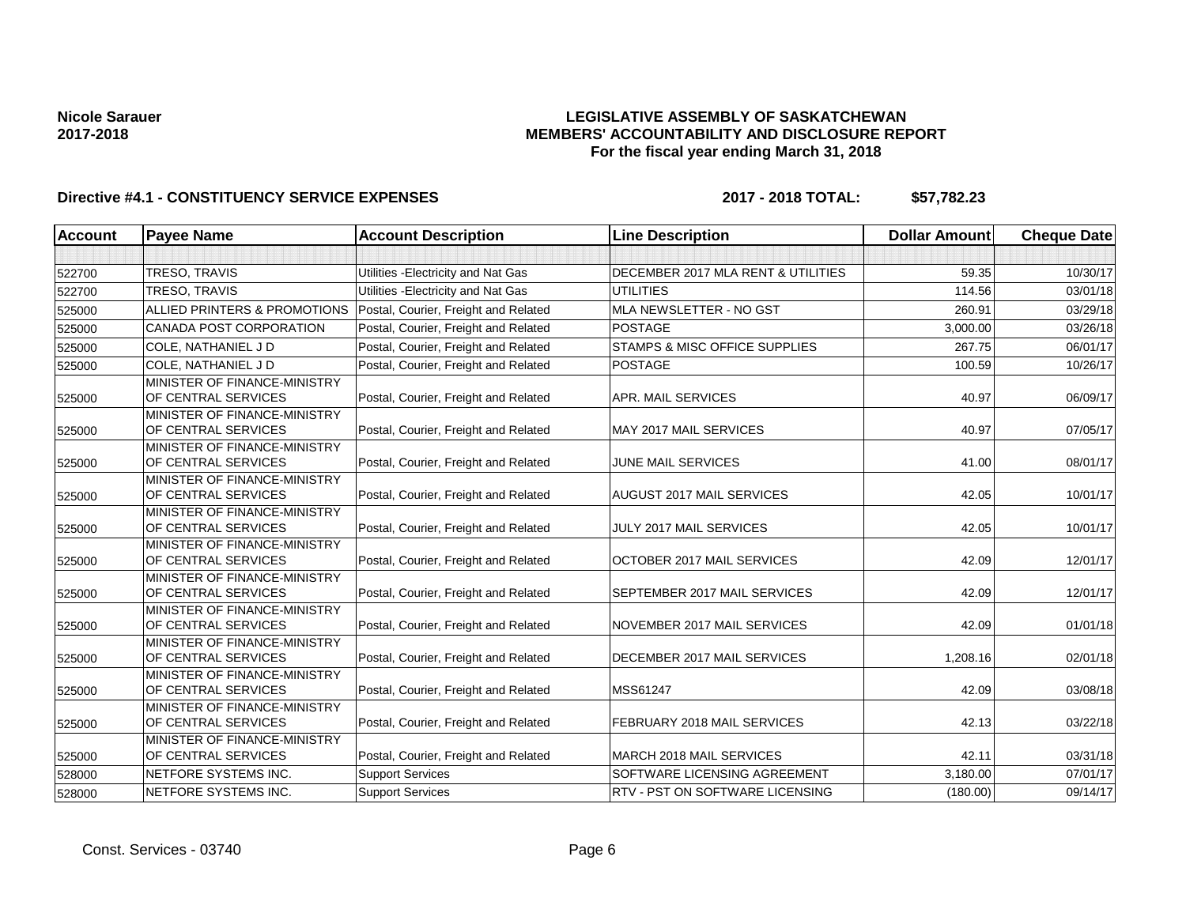**Nicole Sarauer**
**2017-2018**

**LEGISLATIVE ASSEMBLY OF SASKATCHEWAN**
**MEMBERS' ACCOUNTABILITY AND DISCLOSURE REPORT**
**For the fiscal year ending March 31, 2018**

**Directive #4.1 - CONSTITUENCY SERVICE EXPENSES** **2017 - 2018 TOTAL: $57,782.23**

| Account | Payee Name | Account Description | Line Description | Dollar Amount | Cheque Date |
|---|---|---|---|---|---|
| | | | | | |
| 522700 | TRESO, TRAVIS | Utilities -Electricity and Nat Gas | DECEMBER 2017 MLA RENT & UTILITIES | 59.35 | 10/30/17 |
| 522700 | TRESO, TRAVIS | Utilities -Electricity and Nat Gas | UTILITIES | 114.56 | 03/01/18 |
| 525000 | ALLIED PRINTERS & PROMOTIONS | Postal, Courier, Freight and Related | MLA NEWSLETTER - NO GST | 260.91 | 03/29/18 |
| 525000 | CANADA POST CORPORATION | Postal, Courier, Freight and Related | POSTAGE | 3,000.00 | 03/26/18 |
| 525000 | COLE, NATHANIEL J D | Postal, Courier, Freight and Related | STAMPS & MISC OFFICE SUPPLIES | 267.75 | 06/01/17 |
| 525000 | COLE, NATHANIEL J D | Postal, Courier, Freight and Related | POSTAGE | 100.59 | 10/26/17 |
| 525000 | MINISTER OF FINANCE-MINISTRY OF CENTRAL SERVICES | Postal, Courier, Freight and Related | APR. MAIL SERVICES | 40.97 | 06/09/17 |
| 525000 | MINISTER OF FINANCE-MINISTRY OF CENTRAL SERVICES | Postal, Courier, Freight and Related | MAY 2017 MAIL SERVICES | 40.97 | 07/05/17 |
| 525000 | MINISTER OF FINANCE-MINISTRY OF CENTRAL SERVICES | Postal, Courier, Freight and Related | JUNE MAIL SERVICES | 41.00 | 08/01/17 |
| 525000 | MINISTER OF FINANCE-MINISTRY OF CENTRAL SERVICES | Postal, Courier, Freight and Related | AUGUST 2017 MAIL SERVICES | 42.05 | 10/01/17 |
| 525000 | MINISTER OF FINANCE-MINISTRY OF CENTRAL SERVICES | Postal, Courier, Freight and Related | JULY 2017 MAIL SERVICES | 42.05 | 10/01/17 |
| 525000 | MINISTER OF FINANCE-MINISTRY OF CENTRAL SERVICES | Postal, Courier, Freight and Related | OCTOBER 2017 MAIL SERVICES | 42.09 | 12/01/17 |
| 525000 | MINISTER OF FINANCE-MINISTRY OF CENTRAL SERVICES | Postal, Courier, Freight and Related | SEPTEMBER 2017 MAIL SERVICES | 42.09 | 12/01/17 |
| 525000 | MINISTER OF FINANCE-MINISTRY OF CENTRAL SERVICES | Postal, Courier, Freight and Related | NOVEMBER 2017 MAIL SERVICES | 42.09 | 01/01/18 |
| 525000 | MINISTER OF FINANCE-MINISTRY OF CENTRAL SERVICES | Postal, Courier, Freight and Related | DECEMBER 2017 MAIL SERVICES | 1,208.16 | 02/01/18 |
| 525000 | MINISTER OF FINANCE-MINISTRY OF CENTRAL SERVICES | Postal, Courier, Freight and Related | MSS61247 | 42.09 | 03/08/18 |
| 525000 | MINISTER OF FINANCE-MINISTRY OF CENTRAL SERVICES | Postal, Courier, Freight and Related | FEBRUARY 2018 MAIL SERVICES | 42.13 | 03/22/18 |
| 525000 | MINISTER OF FINANCE-MINISTRY OF CENTRAL SERVICES | Postal, Courier, Freight and Related | MARCH 2018 MAIL SERVICES | 42.11 | 03/31/18 |
| 528000 | NETFORE SYSTEMS INC. | Support Services | SOFTWARE LICENSING AGREEMENT | 3,180.00 | 07/01/17 |
| 528000 | NETFORE SYSTEMS INC. | Support Services | RTV - PST ON SOFTWARE LICENSING | (180.00) | 09/14/17 |

Const. Services - 03740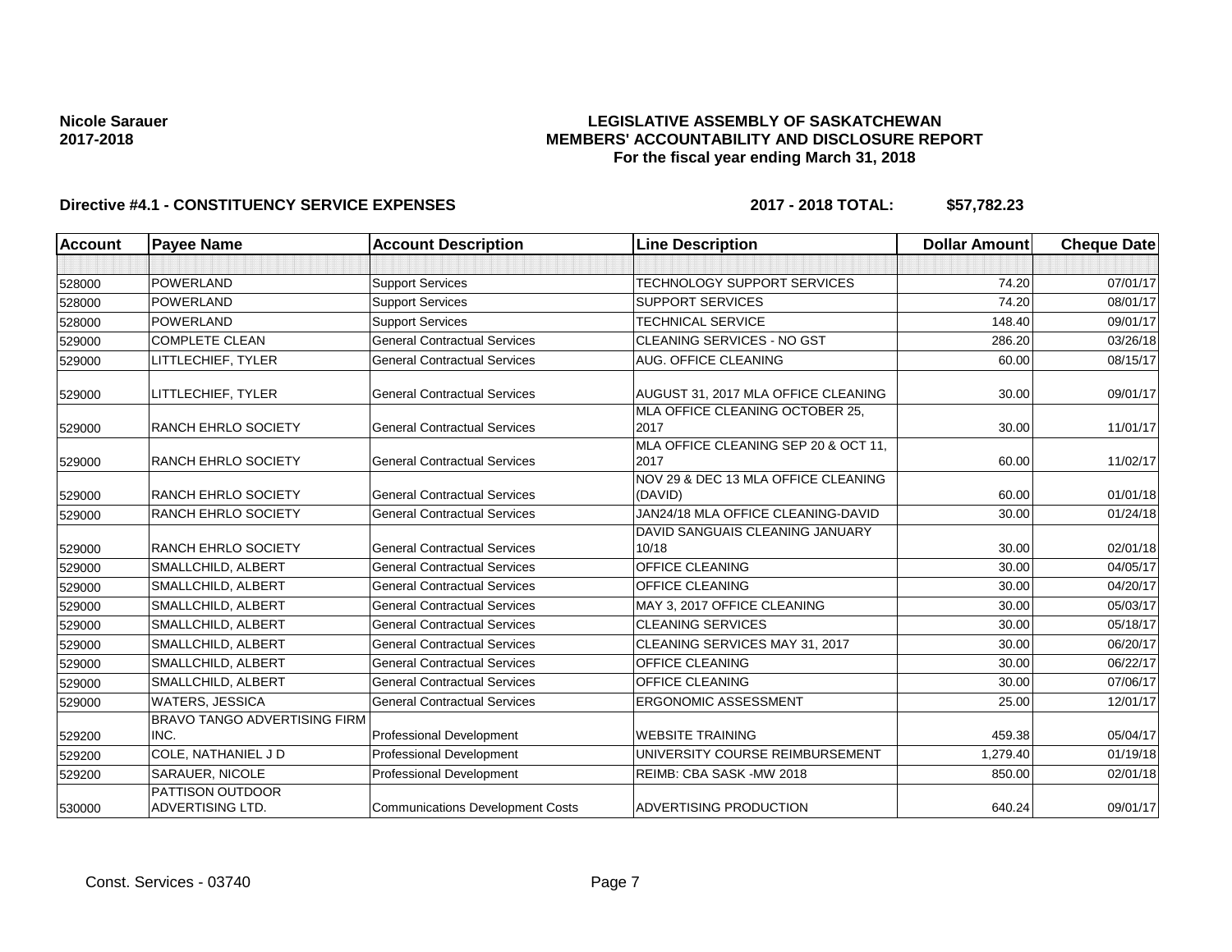**Nicole Sarauer**
**2017-2018**

**LEGISLATIVE ASSEMBLY OF SASKATCHEWAN**
**MEMBERS' ACCOUNTABILITY AND DISCLOSURE REPORT**
**For the fiscal year ending March 31, 2018**

**Directive #4.1 - CONSTITUENCY SERVICE EXPENSES** **2017 - 2018 TOTAL: $57,782.23**

| Account | Payee Name | Account Description | Line Description | Dollar Amount | Cheque Date |
|---|---|---|---|---|---|
| | | | | | |
| 528000 | POWERLAND | Support Services | TECHNOLOGY SUPPORT SERVICES | 74.20 | 07/01/17 |
| 528000 | POWERLAND | Support Services | SUPPORT SERVICES | 74.20 | 08/01/17 |
| 528000 | POWERLAND | Support Services | TECHNICAL SERVICE | 148.40 | 09/01/17 |
| 529000 | COMPLETE CLEAN | General Contractual Services | CLEANING SERVICES - NO GST | 286.20 | 03/26/18 |
| 529000 | LITTLECHIEF, TYLER | General Contractual Services | AUG. OFFICE CLEANING | 60.00 | 08/15/17 |
| 529000 | LITTLECHIEF, TYLER | General Contractual Services | AUGUST 31, 2017 MLA OFFICE CLEANING | 30.00 | 09/01/17 |
| 529000 | RANCH EHRLO SOCIETY | General Contractual Services | MLA OFFICE CLEANING OCTOBER 25, 2017 | 30.00 | 11/01/17 |
| 529000 | RANCH EHRLO SOCIETY | General Contractual Services | MLA OFFICE CLEANING SEP 20 & OCT 11, 2017 | 60.00 | 11/02/17 |
| 529000 | RANCH EHRLO SOCIETY | General Contractual Services | NOV 29 & DEC 13 MLA OFFICE CLEANING (DAVID) | 60.00 | 01/01/18 |
| 529000 | RANCH EHRLO SOCIETY | General Contractual Services | JAN24/18 MLA OFFICE CLEANING-DAVID | 30.00 | 01/24/18 |
| 529000 | RANCH EHRLO SOCIETY | General Contractual Services | DAVID SANGUAIS CLEANING JANUARY 10/18 | 30.00 | 02/01/18 |
| 529000 | SMALLCHILD, ALBERT | General Contractual Services | OFFICE CLEANING | 30.00 | 04/05/17 |
| 529000 | SMALLCHILD, ALBERT | General Contractual Services | OFFICE CLEANING | 30.00 | 04/20/17 |
| 529000 | SMALLCHILD, ALBERT | General Contractual Services | MAY 3, 2017 OFFICE CLEANING | 30.00 | 05/03/17 |
| 529000 | SMALLCHILD, ALBERT | General Contractual Services | CLEANING SERVICES | 30.00 | 05/18/17 |
| 529000 | SMALLCHILD, ALBERT | General Contractual Services | CLEANING SERVICES MAY 31, 2017 | 30.00 | 06/20/17 |
| 529000 | SMALLCHILD, ALBERT | General Contractual Services | OFFICE CLEANING | 30.00 | 06/22/17 |
| 529000 | SMALLCHILD, ALBERT | General Contractual Services | OFFICE CLEANING | 30.00 | 07/06/17 |
| 529000 | WATERS, JESSICA | General Contractual Services | ERGONOMIC ASSESSMENT | 25.00 | 12/01/17 |
| 529200 | BRAVO TANGO ADVERTISING FIRM INC. | Professional Development | WEBSITE TRAINING | 459.38 | 05/04/17 |
| 529200 | COLE, NATHANIEL J D | Professional Development | UNIVERSITY COURSE REIMBURSEMENT | 1,279.40 | 01/19/18 |
| 529200 | SARAUER, NICOLE | Professional Development | REIMB: CBA SASK -MW 2018 | 850.00 | 02/01/18 |
| 530000 | PATTISON OUTDOOR ADVERTISING LTD. | Communications Development Costs | ADVERTISING PRODUCTION | 640.24 | 09/01/17 |

Const. Services - 03740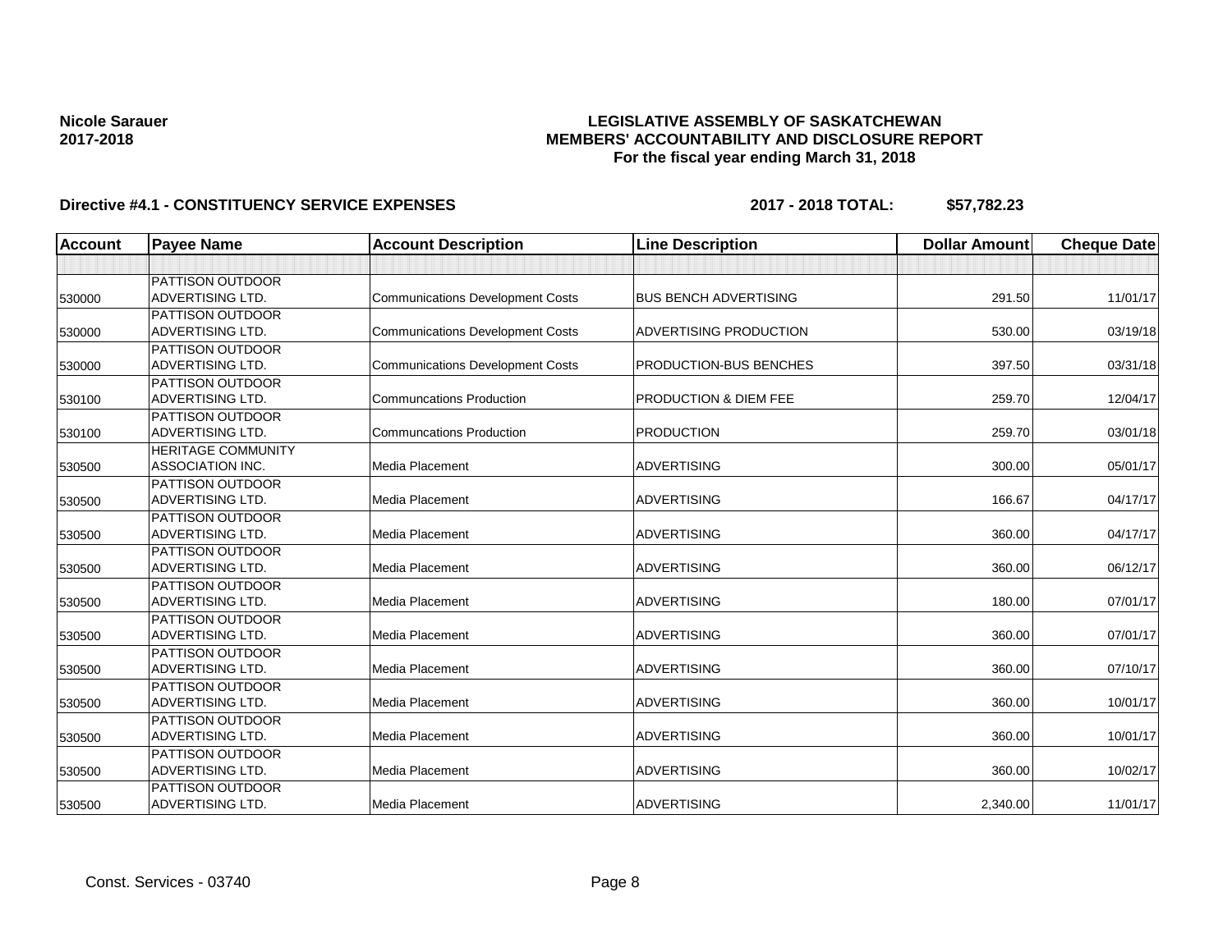Nicole Sarauer
2017-2018

**LEGISLATIVE ASSEMBLY OF SASKATCHEWAN**
**MEMBERS' ACCOUNTABILITY AND DISCLOSURE REPORT**
**For the fiscal year ending March 31, 2018**

**Directive #4.1 - CONSTITUENCY SERVICE EXPENSES** **2017 - 2018 TOTAL: $57,782.23**

| Account | Payee Name | Account Description | Line Description | Dollar Amount | Cheque Date |
|---|---|---|---|---|---|
| | | | | | |
| 530000 | PATTISON OUTDOOR ADVERTISING LTD. | Communications Development Costs | BUS BENCH ADVERTISING | 291.50 | 11/01/17 |
| 530000 | PATTISON OUTDOOR ADVERTISING LTD. | Communications Development Costs | ADVERTISING PRODUCTION | 530.00 | 03/19/18 |
| 530000 | PATTISON OUTDOOR ADVERTISING LTD. | Communications Development Costs | PRODUCTION-BUS BENCHES | 397.50 | 03/31/18 |
| 530100 | PATTISON OUTDOOR ADVERTISING LTD. | Communcations Production | PRODUCTION & DIEM FEE | 259.70 | 12/04/17 |
| 530100 | PATTISON OUTDOOR ADVERTISING LTD. | Communcations Production | PRODUCTION | 259.70 | 03/01/18 |
| 530500 | HERITAGE COMMUNITY ASSOCIATION INC. | Media Placement | ADVERTISING | 300.00 | 05/01/17 |
| 530500 | PATTISON OUTDOOR ADVERTISING LTD. | Media Placement | ADVERTISING | 166.67 | 04/17/17 |
| 530500 | PATTISON OUTDOOR ADVERTISING LTD. | Media Placement | ADVERTISING | 360.00 | 04/17/17 |
| 530500 | PATTISON OUTDOOR ADVERTISING LTD. | Media Placement | ADVERTISING | 360.00 | 06/12/17 |
| 530500 | PATTISON OUTDOOR ADVERTISING LTD. | Media Placement | ADVERTISING | 180.00 | 07/01/17 |
| 530500 | PATTISON OUTDOOR ADVERTISING LTD. | Media Placement | ADVERTISING | 360.00 | 07/01/17 |
| 530500 | PATTISON OUTDOOR ADVERTISING LTD. | Media Placement | ADVERTISING | 360.00 | 07/10/17 |
| 530500 | PATTISON OUTDOOR ADVERTISING LTD. | Media Placement | ADVERTISING | 360.00 | 10/01/17 |
| 530500 | PATTISON OUTDOOR ADVERTISING LTD. | Media Placement | ADVERTISING | 360.00 | 10/01/17 |
| 530500 | PATTISON OUTDOOR ADVERTISING LTD. | Media Placement | ADVERTISING | 360.00 | 10/02/17 |
| 530500 | PATTISON OUTDOOR ADVERTISING LTD. | Media Placement | ADVERTISING | 2,340.00 | 11/01/17 |

Const. Services - 03740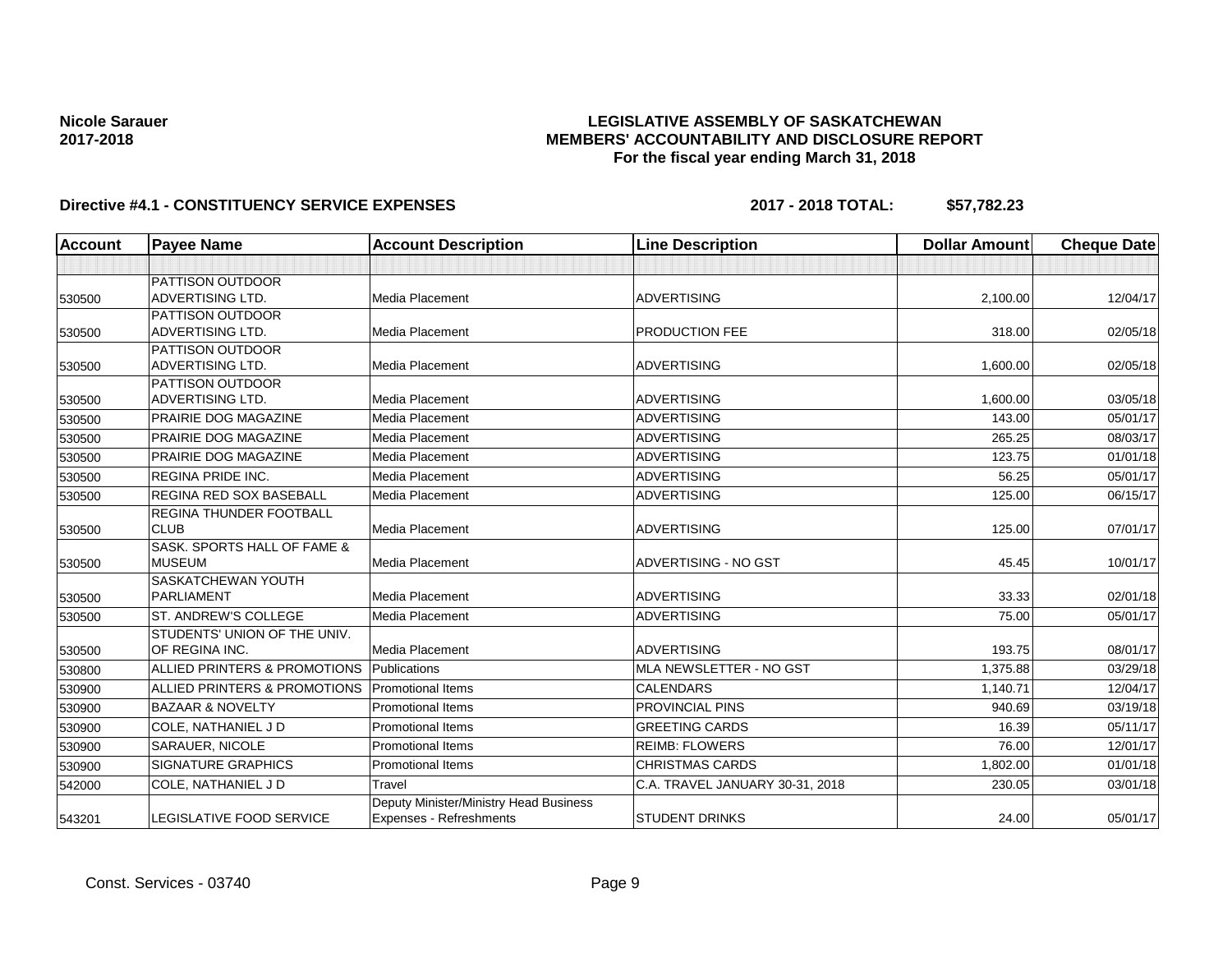**Nicole Sarauer**
**2017-2018**

**LEGISLATIVE ASSEMBLY OF SASKATCHEWAN**
**MEMBERS' ACCOUNTABILITY AND DISCLOSURE REPORT**
**For the fiscal year ending March 31, 2018**

**Directive #4.1 - CONSTITUENCY SERVICE EXPENSES** **2017 - 2018 TOTAL: $57,782.23**

| Account | Payee Name | Account Description | Line Description | Dollar Amount | Cheque Date |
|---|---|---|---|---|---|
| | | | | | |
| 530500 | PATTISON OUTDOOR ADVERTISING LTD. | Media Placement | ADVERTISING | 2,100.00 | 12/04/17 |
| 530500 | PATTISON OUTDOOR ADVERTISING LTD. | Media Placement | PRODUCTION FEE | 318.00 | 02/05/18 |
| 530500 | PATTISON OUTDOOR ADVERTISING LTD. | Media Placement | ADVERTISING | 1,600.00 | 02/05/18 |
| 530500 | PATTISON OUTDOOR ADVERTISING LTD. | Media Placement | ADVERTISING | 1,600.00 | 03/05/18 |
| 530500 | PRAIRIE DOG MAGAZINE | Media Placement | ADVERTISING | 143.00 | 05/01/17 |
| 530500 | PRAIRIE DOG MAGAZINE | Media Placement | ADVERTISING | 265.25 | 08/03/17 |
| 530500 | PRAIRIE DOG MAGAZINE | Media Placement | ADVERTISING | 123.75 | 01/01/18 |
| 530500 | REGINA PRIDE INC. | Media Placement | ADVERTISING | 56.25 | 05/01/17 |
| 530500 | REGINA RED SOX BASEBALL | Media Placement | ADVERTISING | 125.00 | 06/15/17 |
| 530500 | REGINA THUNDER FOOTBALL CLUB | Media Placement | ADVERTISING | 125.00 | 07/01/17 |
| 530500 | SASK. SPORTS HALL OF FAME & MUSEUM | Media Placement | ADVERTISING - NO GST | 45.45 | 10/01/17 |
| 530500 | SASKATCHEWAN YOUTH PARLIAMENT | Media Placement | ADVERTISING | 33.33 | 02/01/18 |
| 530500 | ST. ANDREW'S COLLEGE | Media Placement | ADVERTISING | 75.00 | 05/01/17 |
| 530500 | STUDENTS' UNION OF THE UNIV. OF REGINA INC. | Media Placement | ADVERTISING | 193.75 | 08/01/17 |
| 530800 | ALLIED PRINTERS & PROMOTIONS | Publications | MLA NEWSLETTER - NO GST | 1,375.88 | 03/29/18 |
| 530900 | ALLIED PRINTERS & PROMOTIONS | Promotional Items | CALENDARS | 1,140.71 | 12/04/17 |
| 530900 | BAZAAR & NOVELTY | Promotional Items | PROVINCIAL PINS | 940.69 | 03/19/18 |
| 530900 | COLE, NATHANIEL J D | Promotional Items | GREETING CARDS | 16.39 | 05/11/17 |
| 530900 | SARAUER, NICOLE | Promotional Items | REIMB: FLOWERS | 76.00 | 12/01/17 |
| 530900 | SIGNATURE GRAPHICS | Promotional Items | CHRISTMAS CARDS | 1,802.00 | 01/01/18 |
| 542000 | COLE, NATHANIEL J D | Travel | C.A. TRAVEL JANUARY 30-31, 2018 | 230.05 | 03/01/18 |
| 543201 | LEGISLATIVE FOOD SERVICE | Deputy Minister/Ministry Head Business Expenses - Refreshments | STUDENT DRINKS | 24.00 | 05/01/17 |

Const. Services - 03740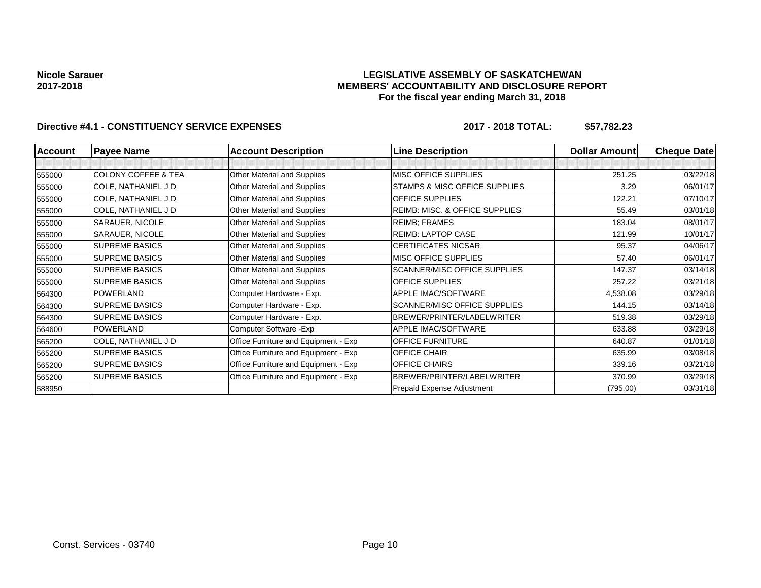**Nicole Sarauer**
**2017-2018**

**LEGISLATIVE ASSEMBLY OF SASKATCHEWAN**
**MEMBERS' ACCOUNTABILITY AND DISCLOSURE REPORT**
**For the fiscal year ending March 31, 2018**

**Directive #4.1 - CONSTITUENCY SERVICE EXPENSES** **2017 - 2018 TOTAL: $57,782.23**

| Account | Payee Name | Account Description | Line Description | Dollar Amount | Cheque Date |
|---|---|---|---|---|---|
| | | | | | |
| 555000 | COLONY COFFEE & TEA | Other Material and Supplies | MISC OFFICE SUPPLIES | 251.25 | 03/22/18 |
| 555000 | COLE, NATHANIEL J D | Other Material and Supplies | STAMPS & MISC OFFICE SUPPLIES | 3.29 | 06/01/17 |
| 555000 | COLE, NATHANIEL J D | Other Material and Supplies | OFFICE SUPPLIES | 122.21 | 07/10/17 |
| 555000 | COLE, NATHANIEL J D | Other Material and Supplies | REIMB: MISC. & OFFICE SUPPLIES | 55.49 | 03/01/18 |
| 555000 | SARAUER, NICOLE | Other Material and Supplies | REIMB; FRAMES | 183.04 | 08/01/17 |
| 555000 | SARAUER, NICOLE | Other Material and Supplies | REIMB: LAPTOP CASE | 121.99 | 10/01/17 |
| 555000 | SUPREME BASICS | Other Material and Supplies | CERTIFICATES NICSAR | 95.37 | 04/06/17 |
| 555000 | SUPREME BASICS | Other Material and Supplies | MISC OFFICE SUPPLIES | 57.40 | 06/01/17 |
| 555000 | SUPREME BASICS | Other Material and Supplies | SCANNER/MISC OFFICE SUPPLIES | 147.37 | 03/14/18 |
| 555000 | SUPREME BASICS | Other Material and Supplies | OFFICE SUPPLIES | 257.22 | 03/21/18 |
| 564300 | POWERLAND | Computer Hardware - Exp. | APPLE IMAC/SOFTWARE | 4,538.08 | 03/29/18 |
| 564300 | SUPREME BASICS | Computer Hardware - Exp. | SCANNER/MISC OFFICE SUPPLIES | 144.15 | 03/14/18 |
| 564300 | SUPREME BASICS | Computer Hardware - Exp. | BREWER/PRINTER/LABELWRITER | 519.38 | 03/29/18 |
| 564600 | POWERLAND | Computer Software -Exp | APPLE IMAC/SOFTWARE | 633.88 | 03/29/18 |
| 565200 | COLE, NATHANIEL J D | Office Furniture and Equipment - Exp | OFFICE FURNITURE | 640.87 | 01/01/18 |
| 565200 | SUPREME BASICS | Office Furniture and Equipment - Exp | OFFICE CHAIR | 635.99 | 03/08/18 |
| 565200 | SUPREME BASICS | Office Furniture and Equipment - Exp | OFFICE CHAIRS | 339.16 | 03/21/18 |
| 565200 | SUPREME BASICS | Office Furniture and Equipment - Exp | BREWER/PRINTER/LABELWRITER | 370.99 | 03/29/18 |
| 588950 | | | Prepaid Expense Adjustment | (795.00) | 03/31/18 |

Const. Services - 03740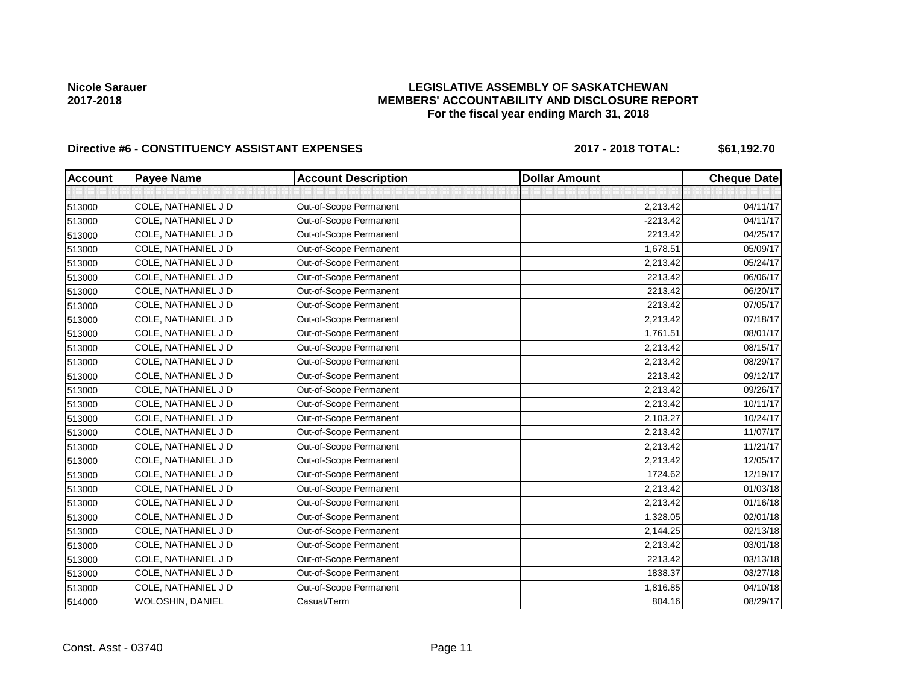**Nicole Sarauer**
**2017-2018**

**LEGISLATIVE ASSEMBLY OF SASKATCHEWAN**
**MEMBERS' ACCOUNTABILITY AND DISCLOSURE REPORT**
**For the fiscal year ending March 31, 2018**

**Directive #6 - CONSTITUENCY ASSISTANT EXPENSES** **2017 - 2018 TOTAL: $61,192.70**

| Account | Payee Name | Account Description | Dollar Amount | Cheque Date |
|---|---|---|---|---|
| | | | | |
| 513000 | COLE, NATHANIEL J D | Out-of-Scope Permanent | 2,213.42 | 04/11/17 |
| 513000 | COLE, NATHANIEL J D | Out-of-Scope Permanent | -2213.42 | 04/11/17 |
| 513000 | COLE, NATHANIEL J D | Out-of-Scope Permanent | 2213.42 | 04/25/17 |
| 513000 | COLE, NATHANIEL J D | Out-of-Scope Permanent | 1,678.51 | 05/09/17 |
| 513000 | COLE, NATHANIEL J D | Out-of-Scope Permanent | 2,213.42 | 05/24/17 |
| 513000 | COLE, NATHANIEL J D | Out-of-Scope Permanent | 2213.42 | 06/06/17 |
| 513000 | COLE, NATHANIEL J D | Out-of-Scope Permanent | 2213.42 | 06/20/17 |
| 513000 | COLE, NATHANIEL J D | Out-of-Scope Permanent | 2213.42 | 07/05/17 |
| 513000 | COLE, NATHANIEL J D | Out-of-Scope Permanent | 2,213.42 | 07/18/17 |
| 513000 | COLE, NATHANIEL J D | Out-of-Scope Permanent | 1,761.51 | 08/01/17 |
| 513000 | COLE, NATHANIEL J D | Out-of-Scope Permanent | 2,213.42 | 08/15/17 |
| 513000 | COLE, NATHANIEL J D | Out-of-Scope Permanent | 2,213.42 | 08/29/17 |
| 513000 | COLE, NATHANIEL J D | Out-of-Scope Permanent | 2213.42 | 09/12/17 |
| 513000 | COLE, NATHANIEL J D | Out-of-Scope Permanent | 2,213.42 | 09/26/17 |
| 513000 | COLE, NATHANIEL J D | Out-of-Scope Permanent | 2,213.42 | 10/11/17 |
| 513000 | COLE, NATHANIEL J D | Out-of-Scope Permanent | 2,103.27 | 10/24/17 |
| 513000 | COLE, NATHANIEL J D | Out-of-Scope Permanent | 2,213.42 | 11/07/17 |
| 513000 | COLE, NATHANIEL J D | Out-of-Scope Permanent | 2,213.42 | 11/21/17 |
| 513000 | COLE, NATHANIEL J D | Out-of-Scope Permanent | 2,213.42 | 12/05/17 |
| 513000 | COLE, NATHANIEL J D | Out-of-Scope Permanent | 1724.62 | 12/19/17 |
| 513000 | COLE, NATHANIEL J D | Out-of-Scope Permanent | 2,213.42 | 01/03/18 |
| 513000 | COLE, NATHANIEL J D | Out-of-Scope Permanent | 2,213.42 | 01/16/18 |
| 513000 | COLE, NATHANIEL J D | Out-of-Scope Permanent | 1,328.05 | 02/01/18 |
| 513000 | COLE, NATHANIEL J D | Out-of-Scope Permanent | 2,144.25 | 02/13/18 |
| 513000 | COLE, NATHANIEL J D | Out-of-Scope Permanent | 2,213.42 | 03/01/18 |
| 513000 | COLE, NATHANIEL J D | Out-of-Scope Permanent | 2213.42 | 03/13/18 |
| 513000 | COLE, NATHANIEL J D | Out-of-Scope Permanent | 1838.37 | 03/27/18 |
| 513000 | COLE, NATHANIEL J D | Out-of-Scope Permanent | 1,816.85 | 04/10/18 |
| 514000 | WOLOSHIN, DANIEL | Casual/Term | 804.16 | 08/29/17 |

Const. Asst - 03740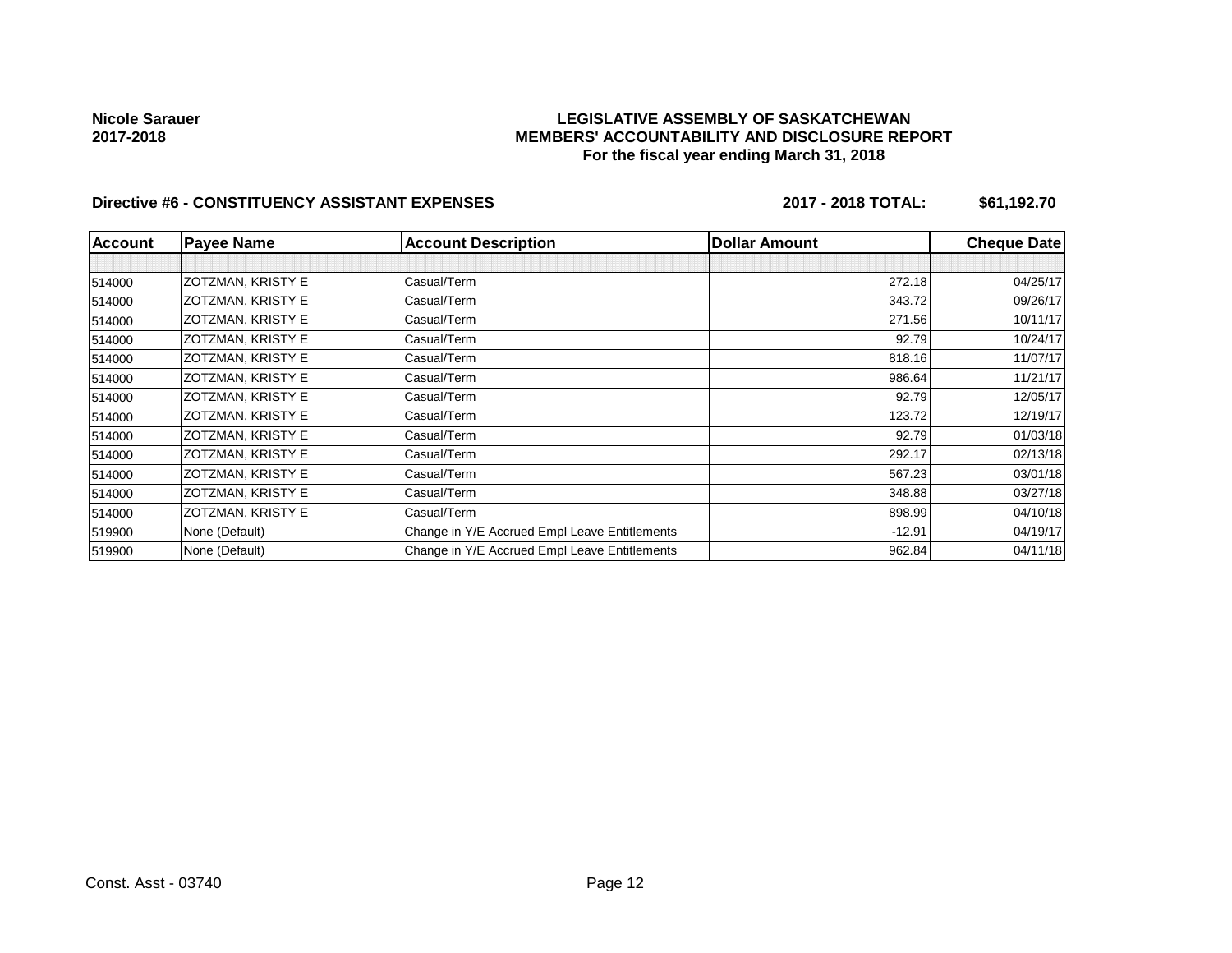**Nicole Sarauer**
**2017-2018**

**LEGISLATIVE ASSEMBLY OF SASKATCHEWAN**
**MEMBERS' ACCOUNTABILITY AND DISCLOSURE REPORT**
**For the fiscal year ending March 31, 2018**

**Directive #6 - CONSTITUENCY ASSISTANT EXPENSES** **2017 - 2018 TOTAL: $61,192.70**

| Account | Payee Name | Account Description | Dollar Amount | Cheque Date |
|---|---|---|---|---|
| | | | | |
| 514000 | ZOTZMAN, KRISTY E | Casual/Term | 272.18 | 04/25/17 |
| 514000 | ZOTZMAN, KRISTY E | Casual/Term | 343.72 | 09/26/17 |
| 514000 | ZOTZMAN, KRISTY E | Casual/Term | 271.56 | 10/11/17 |
| 514000 | ZOTZMAN, KRISTY E | Casual/Term | 92.79 | 10/24/17 |
| 514000 | ZOTZMAN, KRISTY E | Casual/Term | 818.16 | 11/07/17 |
| 514000 | ZOTZMAN, KRISTY E | Casual/Term | 986.64 | 11/21/17 |
| 514000 | ZOTZMAN, KRISTY E | Casual/Term | 92.79 | 12/05/17 |
| 514000 | ZOTZMAN, KRISTY E | Casual/Term | 123.72 | 12/19/17 |
| 514000 | ZOTZMAN, KRISTY E | Casual/Term | 92.79 | 01/03/18 |
| 514000 | ZOTZMAN, KRISTY E | Casual/Term | 292.17 | 02/13/18 |
| 514000 | ZOTZMAN, KRISTY E | Casual/Term | 567.23 | 03/01/18 |
| 514000 | ZOTZMAN, KRISTY E | Casual/Term | 348.88 | 03/27/18 |
| 514000 | ZOTZMAN, KRISTY E | Casual/Term | 898.99 | 04/10/18 |
| 519900 | None (Default) | Change in Y/E Accrued Empl Leave Entitlements | -12.91 | 04/19/17 |
| 519900 | None (Default) | Change in Y/E Accrued Empl Leave Entitlements | 962.84 | 04/11/18 |

Const. Asst - 03740